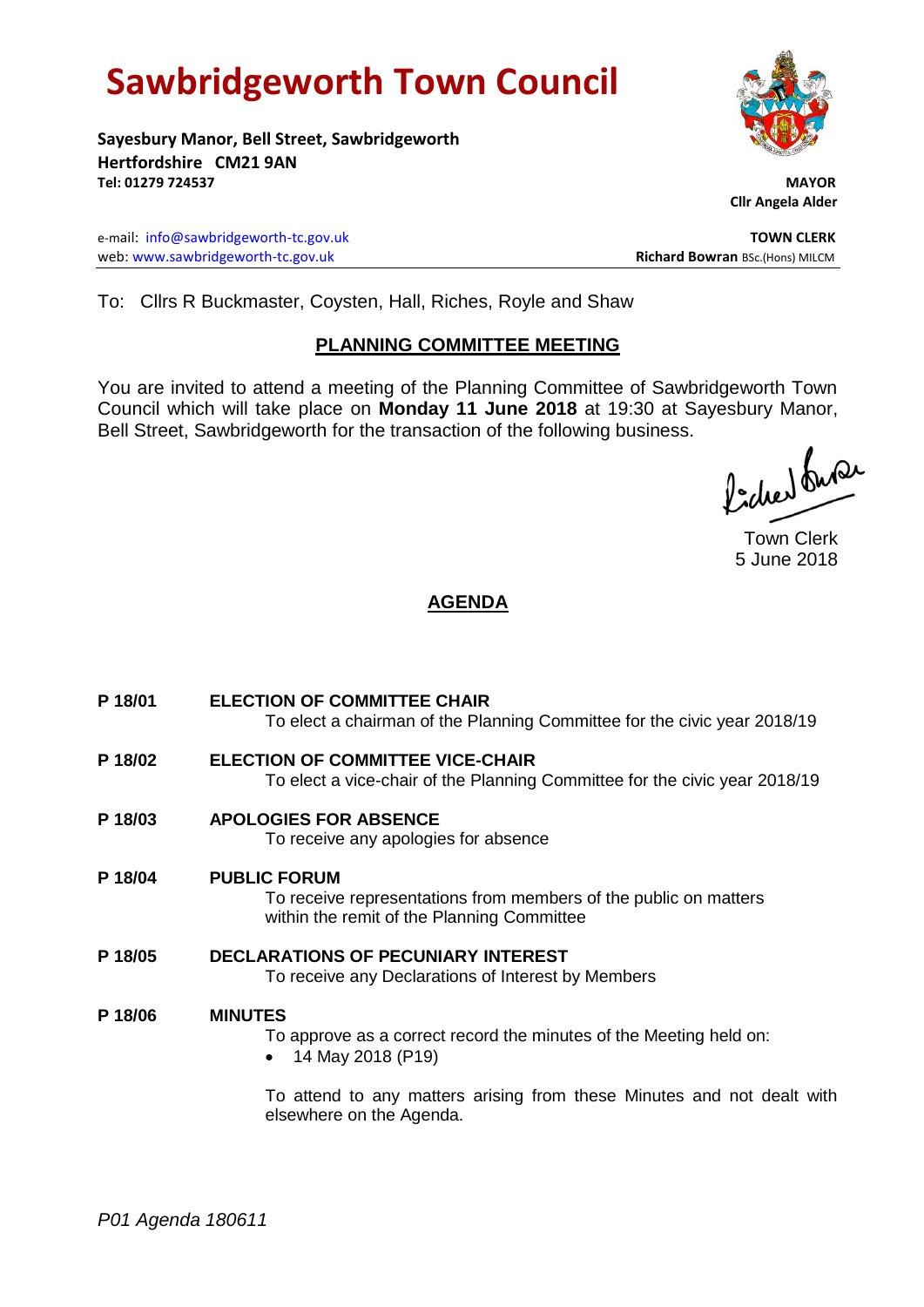# Sawbridgeworth Town Council

**Sayesbury Manor, Bell Street, Sawbridgeworth**
**Hertfordshire CM21 9AN**
**Tel: 01279 724537**

**MAYOR**
**Cllr Angela Alder**

e-mail: info@sawbridgeworth-tc.gov.uk
web: www.sawbridgeworth-tc.gov.uk

**TOWN CLERK**
**Richard Bowran** BSc.(Hons) MILCM

To: Cllrs R Buckmaster, Coysten, Hall, Riches, Royle and Shaw

## PLANNING COMMITTEE MEETING

You are invited to attend a meeting of the Planning Committee of Sawbridgeworth Town Council which will take place on **Monday 11 June 2018** at 19:30 at Sayesbury Manor, Bell Street, Sawbridgeworth for the transaction of the following business.

Town Clerk
5 June 2018

## AGENDA

**P 18/01** **ELECTION OF COMMITTEE CHAIR**
To elect a chairman of the Planning Committee for the civic year 2018/19

**P 18/02** **ELECTION OF COMMITTEE VICE-CHAIR**
To elect a vice-chair of the Planning Committee for the civic year 2018/19

**P 18/03** **APOLOGIES FOR ABSENCE**
To receive any apologies for absence

**P 18/04** **PUBLIC FORUM**
To receive representations from members of the public on matters within the remit of the Planning Committee

**P 18/05** **DECLARATIONS OF PECUNIARY INTEREST**
To receive any Declarations of Interest by Members

**P 18/06** **MINUTES**
To approve as a correct record the minutes of the Meeting held on:

- 14 May 2018 (P19)

To attend to any matters arising from these Minutes and not dealt with elsewhere on the Agenda.

*P01 Agenda 180611*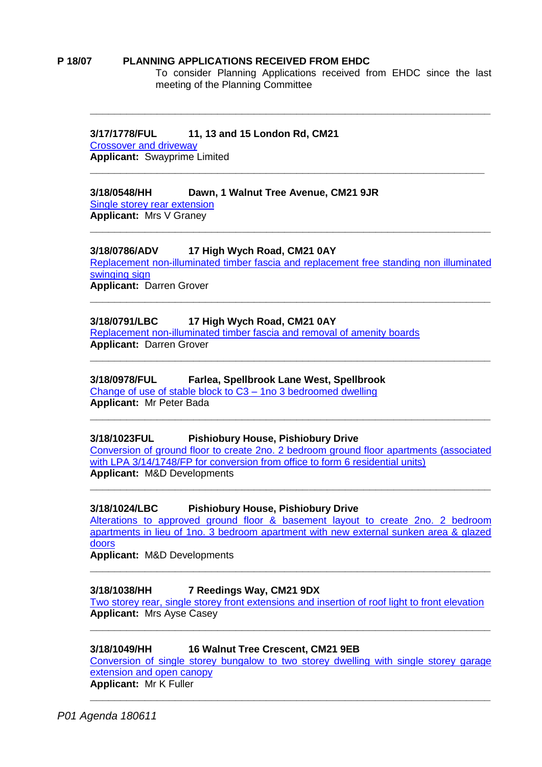**P 18/07 PLANNING APPLICATIONS RECEIVED FROM EHDC**

To consider Planning Applications received from EHDC since the last meeting of the Planning Committee

---

**3/17/1778/FUL 11, 13 and 15 London Rd, CM21**
Crossover and driveway
**Applicant:** Swayprime Limited

---

**3/18/0548/HH Dawn, 1 Walnut Tree Avenue, CM21 9JR**
Single storey rear extension
**Applicant:** Mrs V Graney

---

**3/18/0786/ADV 17 High Wych Road, CM21 0AY**
Replacement non-illuminated timber fascia and replacement free standing non illuminated swinging sign
**Applicant:** Darren Grover

---

**3/18/0791/LBC 17 High Wych Road, CM21 0AY**
Replacement non-illuminated timber fascia and removal of amenity boards
**Applicant:** Darren Grover

---

**3/18/0978/FUL Farlea, Spellbrook Lane West, Spellbrook**
Change of use of stable block to C3 – 1no 3 bedroomed dwelling
**Applicant:** Mr Peter Bada

---

**3/18/1023FUL Pishiobury House, Pishiobury Drive**
Conversion of ground floor to create 2no. 2 bedroom ground floor apartments (associated with LPA 3/14/1748/FP for conversion from office to form 6 residential units)
**Applicant:** M&D Developments

---

**3/18/1024/LBC Pishiobury House, Pishiobury Drive**
Alterations to approved ground floor & basement layout to create 2no. 2 bedroom apartments in lieu of 1no. 3 bedroom apartment with new external sunken area & glazed doors
**Applicant:** M&D Developments

---

**3/18/1038/HH 7 Reedings Way, CM21 9DX**
Two storey rear, single storey front extensions and insertion of roof light to front elevation
**Applicant:** Mrs Ayse Casey

---

**3/18/1049/HH 16 Walnut Tree Crescent, CM21 9EB**
Conversion of single storey bungalow to two storey dwelling with single storey garage extension and open canopy
**Applicant:** Mr K Fuller

---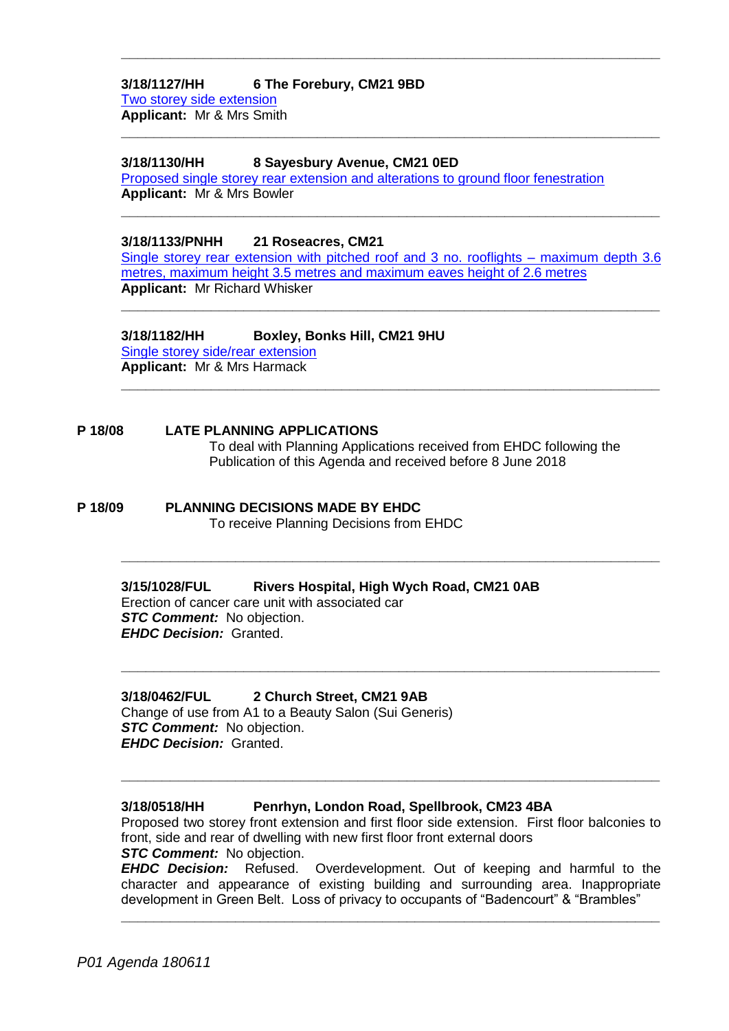---

**3/18/1127/HH 6 The Forebury, CM21 9BD**
Two storey side extension
**Applicant:** Mr & Mrs Smith

---

**3/18/1130/HH 8 Sayesbury Avenue, CM21 0ED**
Proposed single storey rear extension and alterations to ground floor fenestration
**Applicant:** Mr & Mrs Bowler

---

**3/18/1133/PNHH 21 Roseacres, CM21**
Single storey rear extension with pitched roof and 3 no. rooflights – maximum depth 3.6 metres, maximum height 3.5 metres and maximum eaves height of 2.6 metres
**Applicant:** Mr Richard Whisker

---

**3/18/1182/HH Boxley, Bonks Hill, CM21 9HU**
Single storey side/rear extension
**Applicant:** Mr & Mrs Harmack

---

## P 18/08 LATE PLANNING APPLICATIONS

To deal with Planning Applications received from EHDC following the Publication of this Agenda and received before 8 June 2018

## P 18/09 PLANNING DECISIONS MADE BY EHDC

To receive Planning Decisions from EHDC

---

**3/15/1028/FUL Rivers Hospital, High Wych Road, CM21 0AB**
Erection of cancer care unit with associated car
***STC Comment:*** No objection.
***EHDC Decision:*** Granted.

---

**3/18/0462/FUL 2 Church Street, CM21 9AB**
Change of use from A1 to a Beauty Salon (Sui Generis)
***STC Comment:*** No objection.
***EHDC Decision:*** Granted.

---

**3/18/0518/HH Penrhyn, London Road, Spellbrook, CM23 4BA**
Proposed two storey front extension and first floor side extension. First floor balconies to front, side and rear of dwelling with new first floor front external doors
***STC Comment:*** No objection.
***EHDC Decision:*** Refused. Overdevelopment. Out of keeping and harmful to the character and appearance of existing building and surrounding area. Inappropriate development in Green Belt. Loss of privacy to occupants of "Badencourt" & "Brambles"

---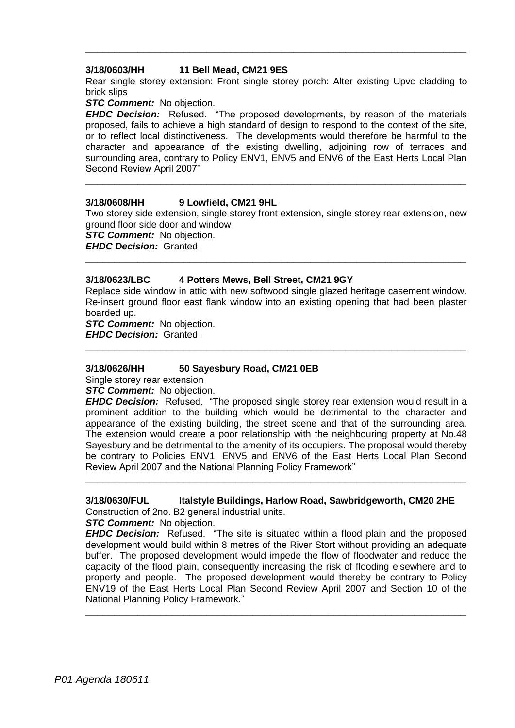---

**3/18/0603/HH 11 Bell Mead, CM21 9ES**

Rear single storey extension: Front single storey porch: Alter existing Upvc cladding to brick slips

***STC Comment:*** No objection.

***EHDC Decision:*** Refused. "The proposed developments, by reason of the materials proposed, fails to achieve a high standard of design to respond to the context of the site, or to reflect local distinctiveness. The developments would therefore be harmful to the character and appearance of the existing dwelling, adjoining row of terraces and surrounding area, contrary to Policy ENV1, ENV5 and ENV6 of the East Herts Local Plan Second Review April 2007"

---

**3/18/0608/HH 9 Lowfield, CM21 9HL**

Two storey side extension, single storey front extension, single storey rear extension, new ground floor side door and window

***STC Comment:*** No objection.

***EHDC Decision:*** Granted.

---

**3/18/0623/LBC 4 Potters Mews, Bell Street, CM21 9GY**

Replace side window in attic with new softwood single glazed heritage casement window. Re-insert ground floor east flank window into an existing opening that had been plaster boarded up.

***STC Comment:*** No objection.

***EHDC Decision:*** Granted.

---

**3/18/0626/HH 50 Sayesbury Road, CM21 0EB**

Single storey rear extension

***STC Comment:*** No objection.

***EHDC Decision:*** Refused. "The proposed single storey rear extension would result in a prominent addition to the building which would be detrimental to the character and appearance of the existing building, the street scene and that of the surrounding area. The extension would create a poor relationship with the neighbouring property at No.48 Sayesbury and be detrimental to the amenity of its occupiers. The proposal would thereby be contrary to Policies ENV1, ENV5 and ENV6 of the East Herts Local Plan Second Review April 2007 and the National Planning Policy Framework"

---

**3/18/0630/FUL Italstyle Buildings, Harlow Road, Sawbridgeworth, CM20 2HE**

Construction of 2no. B2 general industrial units.

***STC Comment:*** No objection.

***EHDC Decision:*** Refused. "The site is situated within a flood plain and the proposed development would build within 8 metres of the River Stort without providing an adequate buffer. The proposed development would impede the flow of floodwater and reduce the capacity of the flood plain, consequently increasing the risk of flooding elsewhere and to property and people. The proposed development would thereby be contrary to Policy ENV19 of the East Herts Local Plan Second Review April 2007 and Section 10 of the National Planning Policy Framework."

---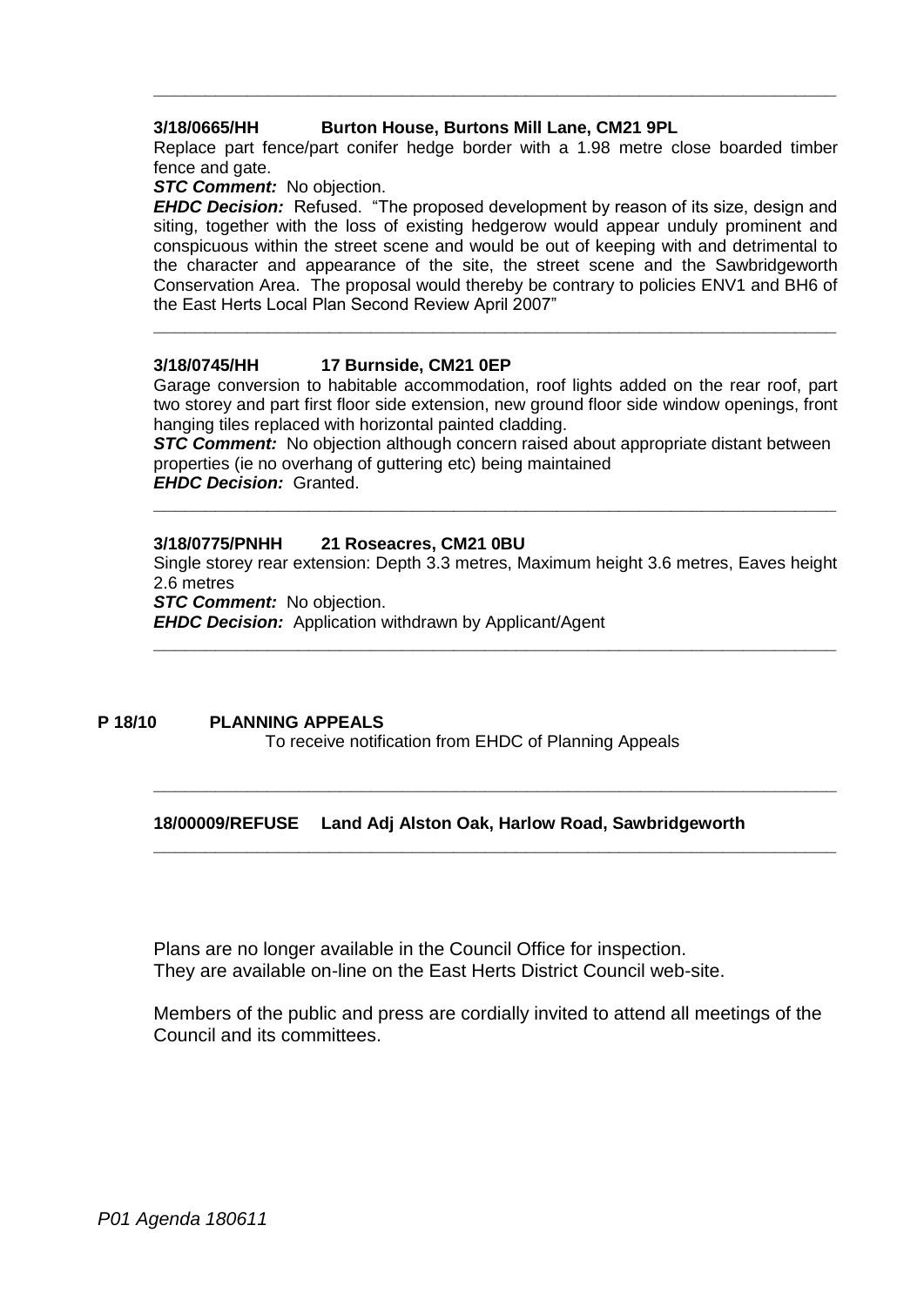**3/18/0665/HH Burton House, Burtons Mill Lane, CM21 9PL**

Replace part fence/part conifer hedge border with a 1.98 metre close boarded timber fence and gate.

***STC Comment:*** No objection.

***EHDC Decision:*** Refused. "The proposed development by reason of its size, design and siting, together with the loss of existing hedgerow would appear unduly prominent and conspicuous within the street scene and would be out of keeping with and detrimental to the character and appearance of the site, the street scene and the Sawbridgeworth Conservation Area. The proposal would thereby be contrary to policies ENV1 and BH6 of the East Herts Local Plan Second Review April 2007"

---

**3/18/0745/HH 17 Burnside, CM21 0EP**

Garage conversion to habitable accommodation, roof lights added on the rear roof, part two storey and part first floor side extension, new ground floor side window openings, front hanging tiles replaced with horizontal painted cladding.

***STC Comment:*** No objection although concern raised about appropriate distant between properties (ie no overhang of guttering etc) being maintained

***EHDC Decision:*** Granted.

---

**3/18/0775/PNHH 21 Roseacres, CM21 0BU**

Single storey rear extension: Depth 3.3 metres, Maximum height 3.6 metres, Eaves height 2.6 metres

***STC Comment:*** No objection.

***EHDC Decision:*** Application withdrawn by Applicant/Agent

---

**P 18/10 PLANNING APPEALS**

To receive notification from EHDC of Planning Appeals

---

**18/00009/REFUSE Land Adj Alston Oak, Harlow Road, Sawbridgeworth**

---

Plans are no longer available in the Council Office for inspection.
They are available on-line on the East Herts District Council web-site.

Members of the public and press are cordially invited to attend all meetings of the Council and its committees.